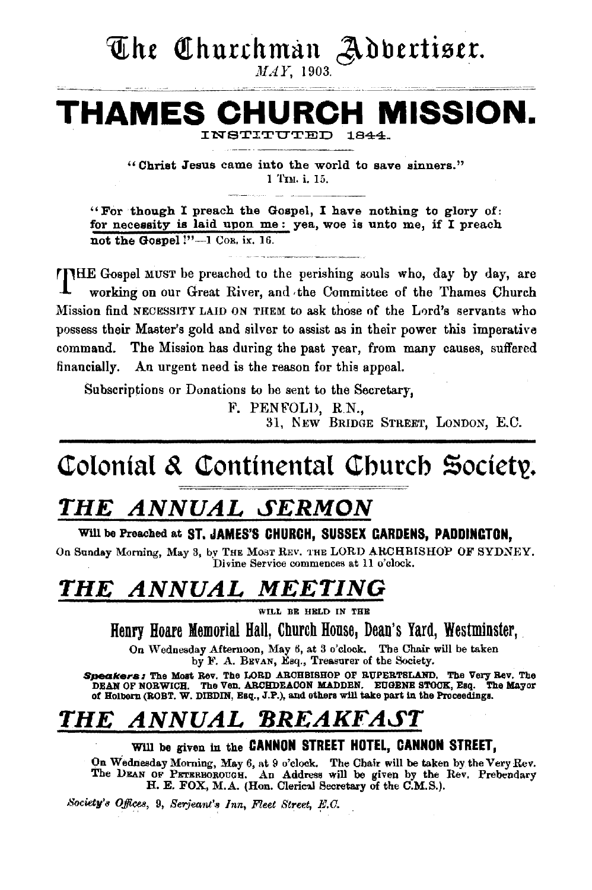# The Churchman Advertiser.

*MAY*, 1903.

# THAMES CHURCH MISSION.

INSTITUTED 1844.

**"Christ Jesus came into the world to save sinners."**
1 TIM. i. 15.

**"For though I preach the Gospel, I have nothing to glory of: for necessity is laid upon me: yea, woe is unto me, if I preach not the Gospel!"**—1 COR. ix. 16.

THE Gospel MUST be preached to the perishing souls who, day by day, are working on our Great River, and the Committee of the Thames Church Mission find NECESSITY LAID ON THEM to ask those of the Lord's servants who possess their Master's gold and silver to assist as in their power this imperative command. The Mission has during the past year, from many causes, suffered financially. An urgent need is the reason for this appeal.

Subscriptions or Donations to be sent to the Secretary,
F. PENFOLD, R.N.,
31, NEW BRIDGE STREET, LONDON, E.C.

# Colonial & Continental Church Society.

## *THE ANNUAL SERMON*

**Will be Preached at ST. JAMES'S CHURCH, SUSSEX GARDENS, PADDINGTON,**

On Sunday Morning, May 3, by THE MOST REV. THE LORD ARCHBISHOP OF SYDNEY. Divine Service commences at 11 o'clock.

## *THE ANNUAL MEETING*

WILL BE HELD IN THE

**Henry Hoare Memorial Hall, Church House, Dean's Yard, Westminster,**

On Wednesday Afternoon, May 6, at 3 o'clock. The Chair will be taken by F. A. BEVAN, Esq., Treasurer of the Society.

***Speakers:*** **The Most Rev. The LORD ARCHBISHOP OF RUPERTSLAND. The Very Rev. The DEAN OF NORWICH. The Ven. ARCHDEACON MADDEN. EUGENE STOCK, Esq. The Mayor of Holborn (ROBT. W. DIBDIN, Esq., J.P.), and others will take part in the Proceedings.**

## *THE ANNUAL BREAKFAST*

**Will be given in the CANNON STREET HOTEL, CANNON STREET,**

On Wednesday Morning, May 6, at 9 o'clock. The Chair will be taken by the Very Rev. The DEAN OF PETERBOROUGH. An Address will be given by the Rev. Prebendary H. E. FOX, M.A. (Hon. Clerical Secretary of the C.M.S.).

*Society's Offices, 9, Serjeant's Inn, Fleet Street, E.C.*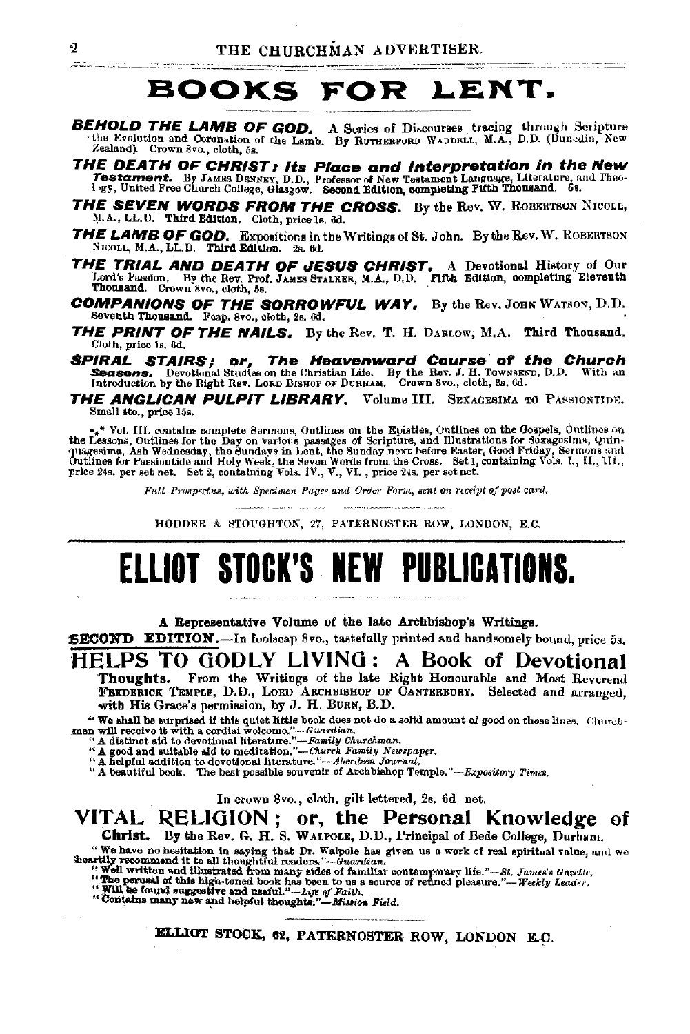# BOOKS FOR LENT.

**BEHOLD THE LAMB OF GOD.** A Series of Discourses tracing through Scripture the Evolution and Coronation of the Lamb. By RUTHERFORD WADDELL, M.A., D.D. (Dunedin, New Zealand). Crown 8vo., cloth, 5s.

**THE DEATH OF CHRIST: Its Place and Interpretation in the New Testament.** By JAMES DENNEY, D.D., Professor of New Testament Language, Literature, and Theology, United Free Church College, Glasgow. **Second Edition, completing Fifth Thousand.** 6s.

**THE SEVEN WORDS FROM THE CROSS.** By the Rev. W. ROBERTSON NICOLL, M.A., LL.D. **Third Edition.** Cloth, price 1s. 6d.

**THE LAMB OF GOD.** Expositions in the Writings of St. John. By the Rev. W. ROBERTSON NICOLL, M.A., LL.D. **Third Edition.** 2s. 6d.

**THE TRIAL AND DEATH OF JESUS CHRIST.** A Devotional History of Our Lord's Passion. By the Rev. Prof. JAMES STALKER, M.A., D.D. **Fifth Edition, completing Eleventh Thousand.** Crown 8vo., cloth, 5s.

**COMPANIONS OF THE SORROWFUL WAY.** By the Rev. JOHN WATSON, D.D. Seventh Thousand. Fcap. 8vo., cloth, 2s. 6d.

**THE PRINT OF THE NAILS.** By the Rev. T. H. DARLOW, M.A. **Third Thousand.** Cloth, price 1s. 6d.

**SPIRAL STAIRS; or, The Heavenward Course of the Church Seasons.** Devotional Studies on the Christian Life. By the Rev. J. H. TOWNSEND, D.D. With an Introduction by the Right Rev. LORD BISHOP OF DURHAM. Crown 8vo., cloth, 3s. 6d.

**THE ANGLICAN PULPIT LIBRARY.** Volume III. SEXAGESIMA TO PASSIONTIDE. Small 4to., price 15s.

\*\*\* Vol. III. contains complete Sermons, Outlines on the Epistles, Outlines on the Gospels, Outlines on the Lessons, Outlines for the Day on various passages of Scripture, and Illustrations for Sexagesima, Quinquagesima, Ash Wednesday, the Sundays in Lent, the Sunday next before Easter, Good Friday, Sermons and Outlines for Passiontide and Holy Week, the Seven Words from the Cross. Set 1, containing Vols. I., II., III., price 24s. per set net. Set 2, containing Vols. IV., V., VI., price 24s. per set net.

*Full Prospectus, with Specimen Pages and Order Form, sent on receipt of post card.*

HODDER & STOUGHTON, 27, PATERNOSTER ROW, LONDON, E.C.

# ELLIOT STOCK'S NEW PUBLICATIONS.

**A Representative Volume of the late Archbishop's Writings.**

**SECOND EDITION.**—In foolscap 8vo., tastefully printed and handsomely bound, price 5s.

## HELPS TO GODLY LIVING: A Book of Devotional Thoughts.

From the Writings of the late Right Honourable and Most Reverend FREDERICK TEMPLE, D.D., LORD ARCHBISHOP OF CANTERBURY. Selected and arranged, with His Grace's permission, by J. H. BURN, B.D.

"We shall be surprised if this quiet little book does not do a solid amount of good on these lines. Churchmen will receive it with a cordial welcome."—*Guardian.*

"A distinct aid to devotional literature."—*Family Churchman.*

"A good and suitable aid to meditation."—*Church Family Newspaper.*

"A helpful addition to devotional literature."—*Aberdeen Journal.*

"A beautiful book. The best possible souvenir of Archbishop Temple."—*Expository Times.*

In crown 8vo., cloth, gilt lettered, 2s. 6d. net.

## VITAL RELIGION; or, the Personal Knowledge of Christ.

By the Rev. G. H. S. WALPOLE, D.D., Principal of Bede College, Durham.

"We have no hesitation in saying that Dr. Walpole has given us a work of real spiritual value, and we heartily recommend it to all thoughtful readers."—*Guardian.*

"Well written and illustrated from many sides of familiar contemporary life."—*St. James's Gazette.*

"The perusal of this high-toned book has been to us a source of refined pleasure."—*Weekly Leader.*

"Will be found suggestive and useful."—*Life of Faith.*

"Contains many new and helpful thoughts."—*Mission Field.*

ELLIOT STOCK, 62, PATERNOSTER ROW, LONDON E.C.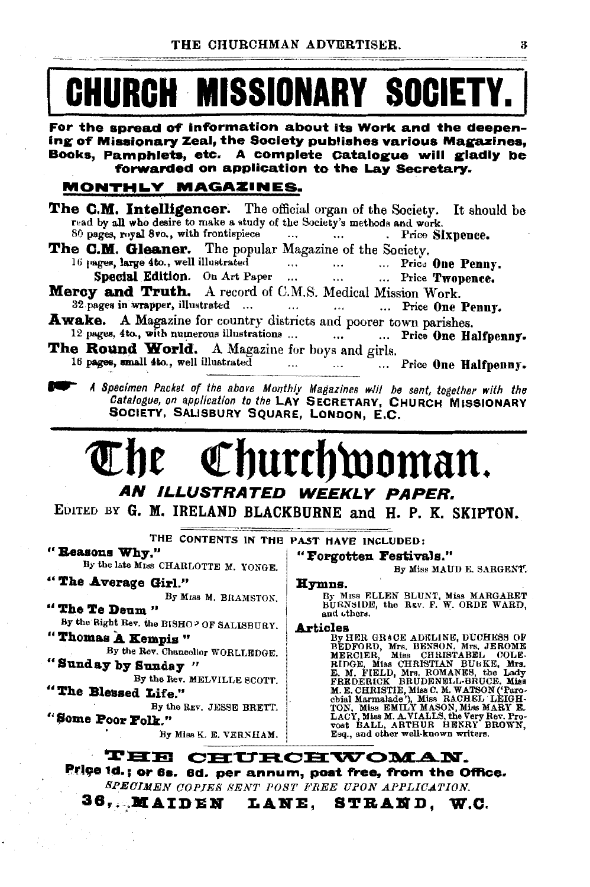# CHURCH MISSIONARY SOCIETY.

**For the spread of information about its Work and the deepening of Missionary Zeal, the Society publishes various Magazines, Books, Pamphlets, etc. A complete Catalogue will gladly be forwarded on application to the Lay Secretary.**

## MONTHLY MAGAZINES.

**The C.M. Intelligencer.** The official organ of the Society. It should be read by all who desire to make a study of the Society's methods and work.
80 pages, royal 8vo., with frontispiece ... ... . Price **Sixpence.**

**The C.M. Gleaner.** The popular Magazine of the Society.
16 pages, large 4to., well illustrated ... ... ... Price **One Penny.**
**Special Edition.** On Art Paper ... ... ... Price **Twopence.**

**Mercy and Truth.** A record of C.M.S. Medical Mission Work.
32 pages in wrapper, illustrated ... ... ... ... Price **One Penny.**

**Awake.** A Magazine for country districts and poorer town parishes.
12 pages, 4to., with numerous illustrations ... ... ... Price **One Halfpenny.**

**The Round World.** A Magazine for boys and girls.
16 pages, small 4to., well illustrated ... ... ... Price **One Halfpenny.**

*A Specimen Packet of the above Monthly Magazines will be sent, together with the Catalogue, on application to the* LAY SECRETARY, CHURCH MISSIONARY SOCIETY, SALISBURY SQUARE, LONDON, E.C.

---

# The Churchwoman.

## *AN ILLUSTRATED WEEKLY PAPER.*

EDITED BY **G. M. IRELAND BLACKBURNE** and **H. P. K. SKIPTON.**

THE CONTENTS IN THE PAST HAVE INCLUDED:

**"Reasons Why."**
By the late MISS CHARLOTTE M. YONGE.

**"The Average Girl."**
By MISS M. BRAMSTON.

**"The Te Deum"**
By the Right Rev. the BISHOP OF SALISBURY.

**"Thomas A Kempis"**
By the Rev. Chancellor WORLLEDGE.

**"Sunday by Sunday"**
By the Rev. MELVILLE SCOTT.

**"The Blessed Life."**
By the REV. JESSE BRETT.

**"Some Poor Folk."**
By MISS K. E. VERNHAM.

**"Forgotten Festivals."**
By MISS MAUD E. SARGENT.

**Hymns.**
By MISS ELLEN BLUNT, MISS MARGARET BURNSIDE, the REV. F. W. ORDE WARD, and others.

**Articles**
By HER GRACE ADELINE, DUCHESS OF BEDFORD, Mrs. BENSON, Mrs. JEROME MERCIER, Miss CHRISTABEL COLERIDGE, Miss CHRISTIAN BURKE, Mrs. E. M. FIELD, Mrs. ROMANES, the Lady FREDERICK BRUDENELL-BRUCE, Miss M. E. CHRISTIE, Miss C. M. WATSON ('Parochial Marmalade'), Miss RACHEL LEIGHTON, Miss EMILY MASON, Miss MARY E. LACY, Miss M. A. VIALLS, the Very Rev. Provost BALL, ARTHUR HENRY BROWN, Esq., and other well-known writers.

## THE CHURCHWOMAN.

**Price 1d.; or 6s. 6d. per annum, post free, from the Office.**

*SPECIMEN COPIES SENT POST FREE UPON APPLICATION.*

**36, MAIDEN LANE, STRAND, W.C.**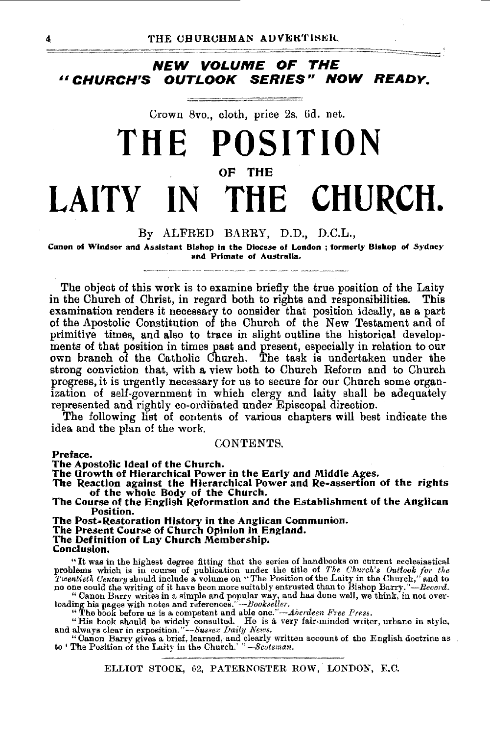## *NEW VOLUME OF THE "CHURCH'S OUTLOOK SERIES" NOW READY.*

Crown 8vo., cloth, price 2s. 6d. net.

# THE POSITION OF THE LAITY IN THE CHURCH.

By ALFRED BARRY, D.D., D.C.L.,

**Canon of Windsor and Assistant Bishop in the Diocese of London ; formerly Bishop of Sydney and Primate of Australia.**

The object of this work is to examine briefly the true position of the Laity in the Church of Christ, in regard both to rights and responsibilities. This examination renders it necessary to consider that position ideally, as a part of the Apostolic Constitution of the Church of the New Testament and of primitive times, and also to trace in slight outline the historical developments of that position in times past and present, especially in relation to our own branch of the Catholic Church. The task is undertaken under the strong conviction that, with a view both to Church Reform and to Church progress, it is urgently necessary for us to secure for our Church some organization of self-government in which clergy and laity shall be adequately represented and rightly co-ordinated under Episcopal direction.

The following list of contents of various chapters will best indicate the idea and the plan of the work.

CONTENTS.

**Preface.**
**The Apostolic Ideal of the Church.**
**The Growth of Hierarchical Power in the Early and Middle Ages.**
**The Reaction against the Hierarchical Power and Re-assertion of the rights of the whole Body of the Church.**
**The Course of the English Reformation and the Establishment of the Anglican Position.**
**The Post-Restoration History in the Anglican Communion.**
**The Present Course of Church Opinion in England.**
**The Definition of Lay Church Membership.**
**Conclusion.**

"It was in the highest degree fitting that the series of handbooks on current ecclesiastical problems which is in course of publication under the title of *The Church's Outlook for the Twentieth Century* should include a volume on "The Position of the Laity in the Church," and to no one could the writing of it have been more suitably entrusted than to Bishop Barry."—*Record.*

"Canon Barry writes in a simple and popular way, and has done well, we think, in not overloading his pages with notes and references."—*Bookseller.*

"The book before us is a competent and able one."—*Aberdeen Free Press.*

"His book should be widely consulted. He is a very fair-minded writer, urbane in style, and always clear in exposition."—*Sussex Daily News.*

"Canon Barry gives a brief, learned, and clearly written account of the English doctrine as to 'The Position of the Laity in the Church.'"—*Scotsman.*

ELLIOT STOCK, 62, PATERNOSTER ROW, LONDON, E.C.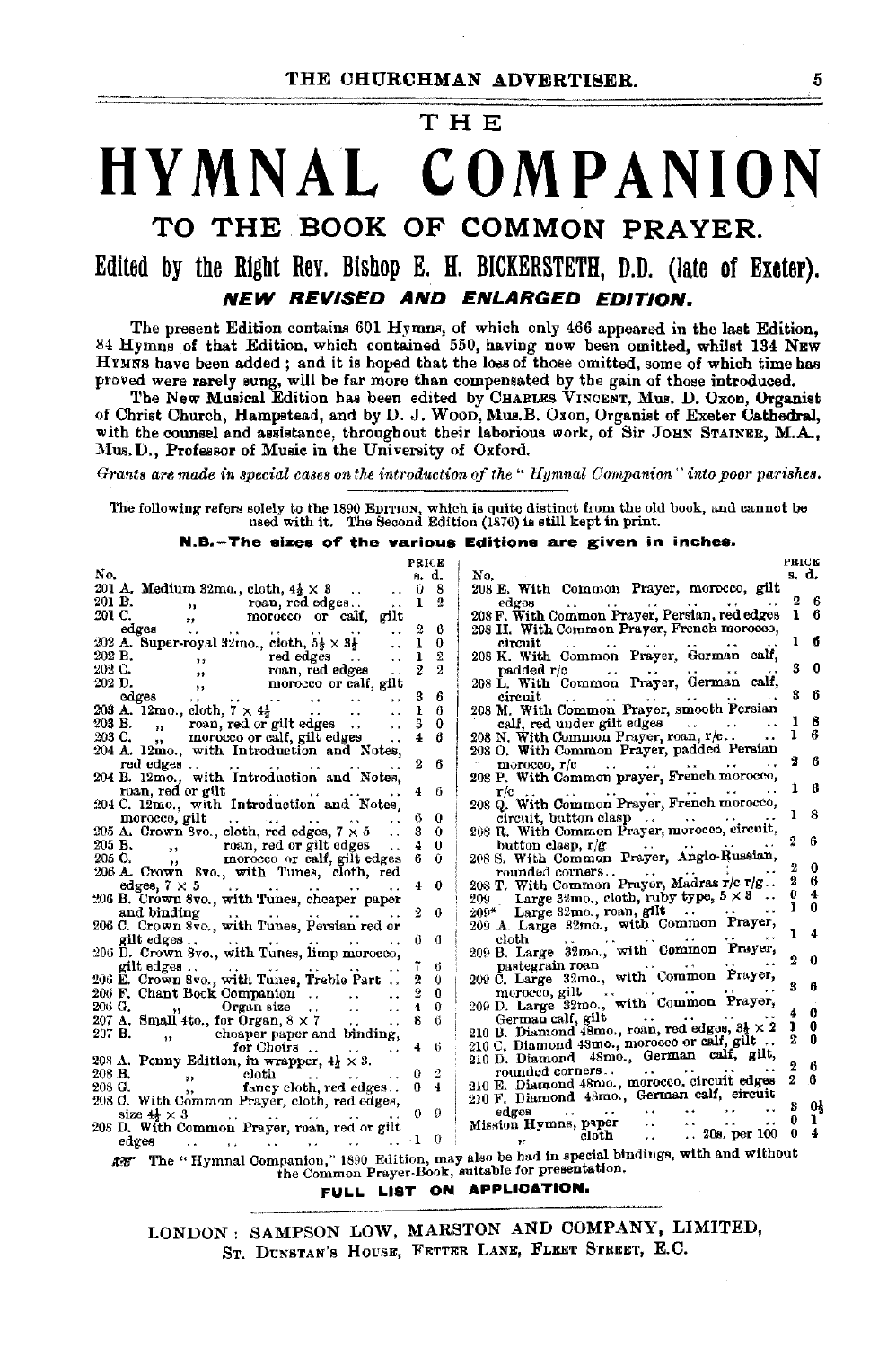# THE HYMNAL COMPANION

## TO THE BOOK OF COMMON PRAYER.

### Edited by the Right Rev. Bishop E. H. BICKERSTETH, D.D. (late of Exeter).

### *NEW REVISED AND ENLARGED EDITION.*

The present Edition contains 601 Hymns, of which only 466 appeared in the last Edition, 84 Hymns of that Edition, which contained 550, having now been omitted, whilst 134 NEW HYMNS have been added; and it is hoped that the loss of those omitted, some of which time has proved were rarely sung, will be far more than compensated by the gain of those introduced.

The New Musical Edition has been edited by CHARLES VINCENT, Mus. D. Oxon, Organist of Christ Church, Hampstead, and by D. J. WOOD, Mus.B. Oxon, Organist of Exeter Cathedral, with the counsel and assistance, throughout their laborious work, of Sir JOHN STAINER, M.A., Mus.D., Professor of Music in the University of Oxford.

*Grants are made in special cases on the introduction of the "Hymnal Companion" into poor parishes.*

The following refers solely to the 1890 EDITION, which is quite distinct from the old book, and cannot be used with it. The Second Edition (1876) is still kept in print.

**N.B.—The sizes of the various Editions are given in inches.**

| No. | | PRICE s. d. |
|---|---|---|
| 201 A. | Medium 32mo., cloth, $4\frac{1}{2} \times 3$ | 0 8 |
| 201 B. | ,, roan, red edges | 1 2 |
| 201 C. | ,, morocco or calf, gilt edges | 2 6 |
| 202 A. | Super-royal 32mo., cloth, $5\frac{1}{2} \times 3\frac{1}{2}$ | 1 0 |
| 202 B. | ,, red edges | 1 2 |
| 202 C. | ,, roan, red edges | 2 2 |
| 202 D. | ,, morocco or calf, gilt edges | 3 6 |
| 203 A. | 12mo., cloth, $7 \times 4\frac{1}{2}$ | 1 6 |
| 203 B. | ,, roan, red or gilt edges | 3 0 |
| 203 C. | ,, morocco or calf, gilt edges | 4 6 |
| 204 A. | 12mo., with Introduction and Notes, red edges | 2 6 |
| 204 B. | 12mo., with Introduction and Notes, roan, red or gilt | 4 6 |
| 204 C. | 12mo., with Introduction and Notes, morocco, gilt | 6 0 |
| 205 A. | Crown 8vo., cloth, red edges, $7 \times 5$ | 3 0 |
| 205 B. | ,, roan, red or gilt edges | 4 0 |
| 205 C. | ,, morocco or calf, gilt edges | 6 0 |
| 206 A. | Crown 8vo., with Tunes, cloth, red edges, $7 \times 5$ | 4 0 |
| 206 B. | Crown 8vo., with Tunes, cheaper paper and binding | 2 6 |
| 206 C. | Crown 8vo., with Tunes, Persian red or gilt edges | 6 6 |
| 206 D. | Crown 8vo., with Tunes, limp morocco, gilt edges | 7 6 |
| 206 E. | Crown 8vo., with Tunes, Treble Part | 2 0 |
| 206 F. | Chant Book Companion | 2 0 |
| 206 G. | ,, Organ size | 4 0 |
| 207 A. | Small 4to., for Organ, $8 \times 7$ | 8 6 |
| 207 B. | ,, cheaper paper and binding, for Choirs | 4 6 |
| 208 A. | Penny Edition, in wrapper, $4\frac{1}{2} \times 3$ | |
| 208 B. | ,, cloth | 0 2 |
| 208 G. | ,, fancy cloth, red edges | 0 4 |
| 208 C. | With Common Prayer, cloth, red edges, size $4\frac{1}{2} \times 3$ | 0 9 |
| 208 D. | With Common Prayer, roan, red or gilt edges | 1 0 |
| 208 E. | With Common Prayer, morocco, gilt edges | 2 6 |
| 208 F. | With Common Prayer, Persian, red edges | 1 6 |
| 208 H. | With Common Prayer, French morocco, circuit | 1 6 |
| 208 K. | With Common Prayer, German calf, padded r/c | 3 0 |
| 208 L. | With Common Prayer, German calf, circuit | 3 6 |
| 208 M. | With Common Prayer, smooth Persian calf, red under gilt edges | 1 8 |
| 208 N. | With Common Prayer, roan, r/c | 1 6 |
| 208 O. | With Common Prayer, padded Persian morocco, r/c | 2 6 |
| 208 P. | With Common prayer, French morocco, r/c | 1 6 |
| 208 Q. | With Common Prayer, French morocco, circuit, button clasp | 1 8 |
| 208 R. | With Common Prayer, morocco, circuit, button clasp, r/g | 2 6 |
| 208 S. | With Common Prayer, Anglo-Russian, rounded corners | 2 0 |
| 208 T. | With Common Prayer, Madras r/c r/g | 2 6 |
| 209 | Large 32mo., cloth, ruby type, $5 \times 3$ | 0 4 |
| 209* | Large 32mo., roan, gilt | 1 0 |
| 209 A. | Large 32mo., with Common Prayer, cloth | 1 4 |
| 209 B. | Large 32mo., with Common Prayer, pastegrain roan | 2 0 |
| 209 C. | Large 32mo., with Common Prayer, morocco, gilt | 3 6 |
| 209 D. | Large 32mo., with Common Prayer, German calf, gilt | 4 0 |
| 210 B. | Diamond 48mo., roan, red edges, $3\frac{1}{4} \times 2$ | 1 0 |
| 210 C. | Diamond 48mo., morocco or calf, gilt | 2 0 |
| 210 D. | Diamond 48mo., German calf, gilt, rounded corners | 2 6 |
| 210 E. | Diamond 48mo., morocco, circuit edges | 2 6 |
| 210 F. | Diamond 48mo., German calf, circuit edges | 3 0½ |
| | Mission Hymns, paper | 0 1 |
| | ,, cloth .. 20s. per 100 | 0 4 |

☞ The "Hymnal Companion," 1890 Edition, may also be had in special bindings, with and without the Common Prayer-Book, suitable for presentation.

**FULL LIST ON APPLICATION.**

LONDON: SAMPSON LOW, MARSTON AND COMPANY, LIMITED,
ST. DUNSTAN'S HOUSE, FETTER LANE, FLEET STREET, E.C.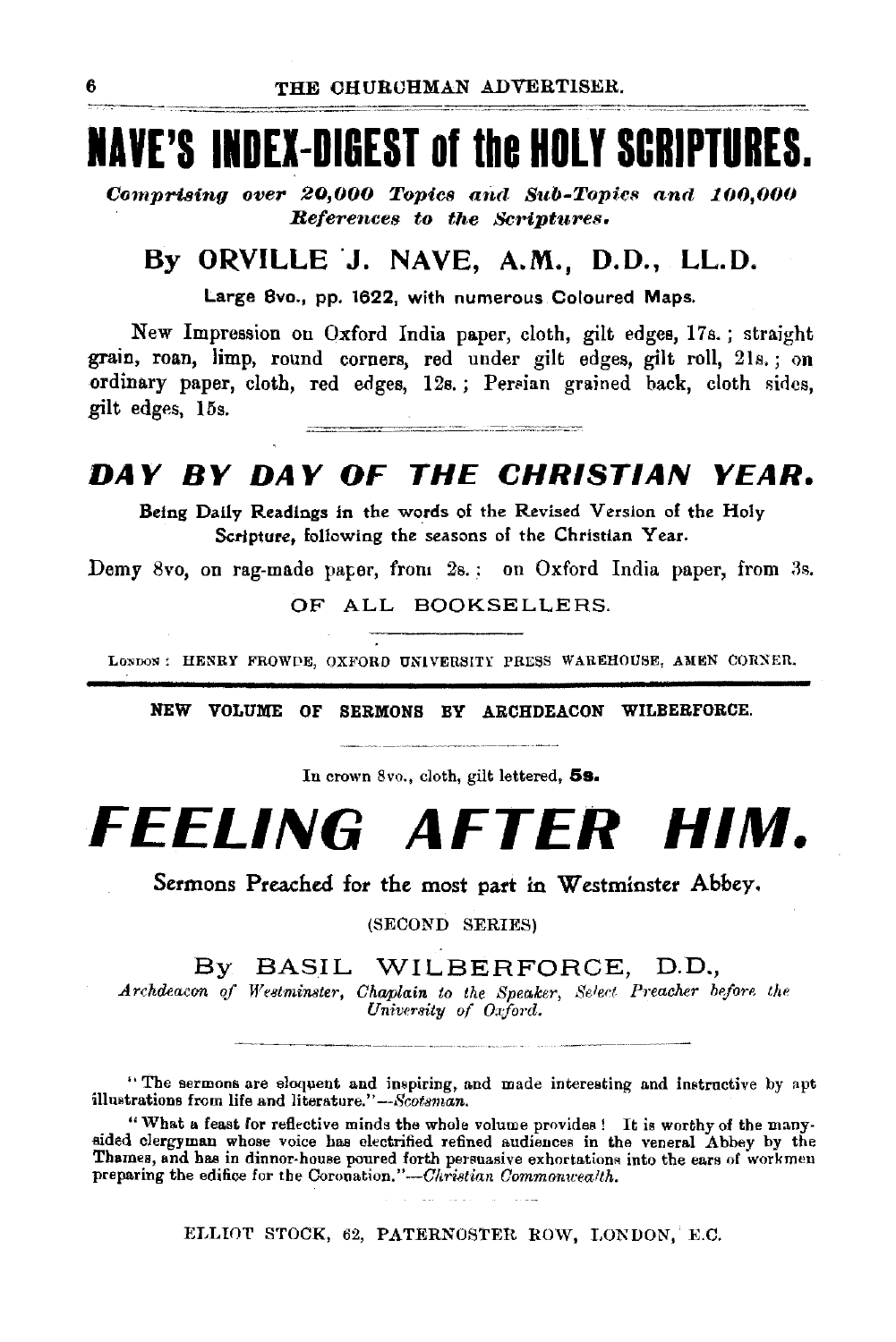# NAVE'S INDEX-DIGEST of the HOLY SCRIPTURES.

*Comprising over 20,000 Topics and Sub-Topics and 100,000 References to the Scriptures.*

## By ORVILLE J. NAVE, A.M., D.D., LL.D.

Large 8vo., pp. 1622, with numerous Coloured Maps.

New Impression on Oxford India paper, cloth, gilt edges, 17s.; straight grain, roan, limp, round corners, red under gilt edges, gilt roll, 21s.; on ordinary paper, cloth, red edges, 12s.; Persian grained back, cloth sides, gilt edges, 15s.

---

## *DAY BY DAY OF THE CHRISTIAN YEAR.*

Being Daily Readings in the words of the Revised Version of the Holy Scripture, following the seasons of the Christian Year.

Demy 8vo, on rag-made paper, from 2s.: on Oxford India paper, from 3s.

OF ALL BOOKSELLERS.

LONDON: HENRY FROWDE, OXFORD UNIVERSITY PRESS WAREHOUSE, AMEN CORNER.

---

**NEW VOLUME OF SERMONS BY ARCHDEACON WILBERFORCE.**

In crown 8vo., cloth, gilt lettered, **5s.**

# *FEELING AFTER HIM.*

Sermons Preached for the most part in Westminster Abbey.

(SECOND SERIES)

## By BASIL WILBERFORCE, D.D.,

*Archdeacon of Westminster, Chaplain to the Speaker, Select Preacher before the University of Oxford.*

"The sermons are eloquent and inspiring, and made interesting and instructive by apt illustrations from life and literature."—*Scotsman.*

"What a feast for reflective minds the whole volume provides! It is worthy of the many-sided clergyman whose voice has electrified refined audiences in the veneral Abbey by the Thames, and has in dinnor-house poured forth persuasive exhortations into the ears of workmen preparing the edifice for the Coronation."—*Christian Commonwealth.*

ELLIOT STOCK, 62, PATERNOSTER ROW, LONDON, E.C.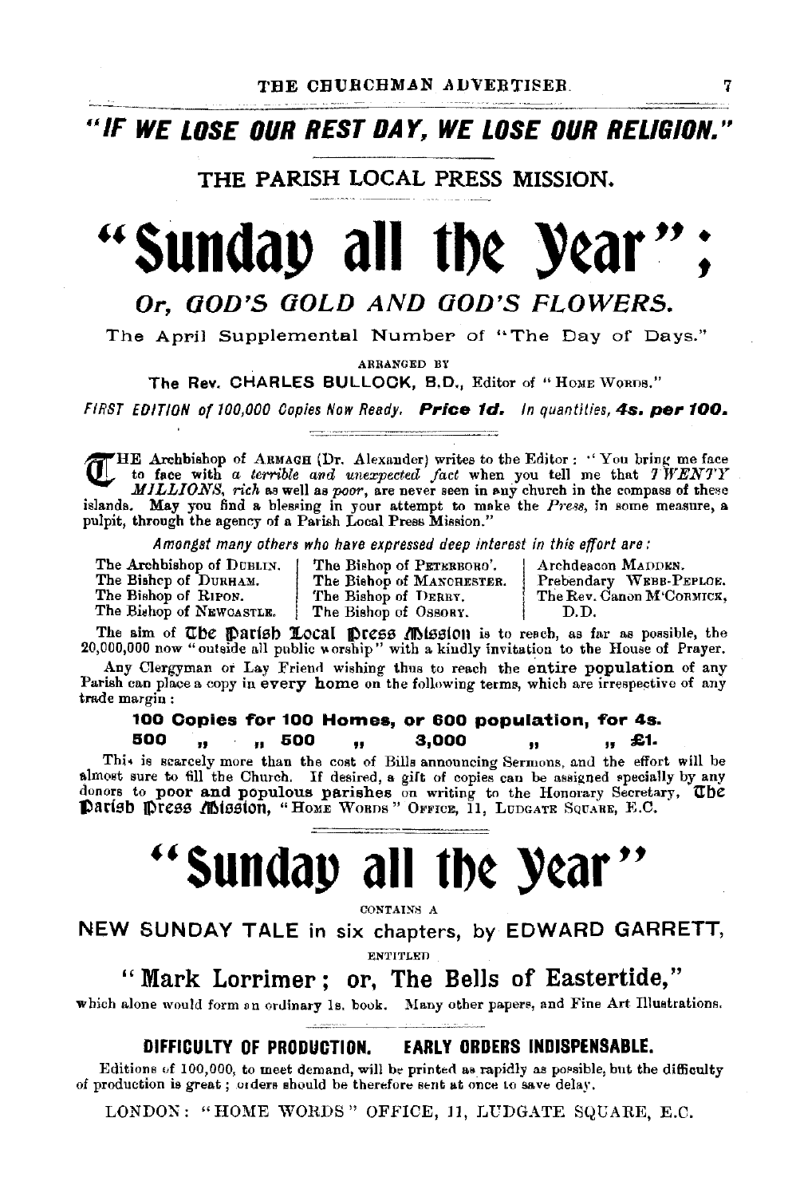## "IF WE LOSE OUR REST DAY, WE LOSE OUR RELIGION."

### THE PARISH LOCAL PRESS MISSION.

# "Sunday all the Year";

## *Or, GOD'S GOLD AND GOD'S FLOWERS.*

The April Supplemental Number of "The Day of Days."

ARRANGED BY

The Rev. CHARLES BULLOCK, B.D., Editor of "HOME WORDS."

*FIRST EDITION of 100,000 Copies Now Ready.* **Price 1d.** *In quantities,* **4s. per 100.**

THE Archbishop of ARMAGH (Dr. Alexander) writes to the Editor: "You bring me face to face with *a terrible and unexpected fact* when you tell me that *TWENTY MILLIONS, rich* as well as *poor*, are never seen in any church in the compass of these islands. May you find a blessing in your attempt to make the *Press*, in some measure, a pulpit, through the agency of a Parish Local Press Mission."

*Amongst many others who have expressed deep interest in this effort are:*

The Archbishop of DUBLIN.
The Bishop of DURHAM.
The Bishop of RIPON.
The Bishop of NEWCASTLE.
The Bishop of PETERBORO'.
The Bishop of MANCHESTER.
The Bishop of DERBY.
The Bishop of OSSORY.
Archdeacon MADDEN.
Prebendary WEBB-PEPLOE.
The Rev. Canon M'CORMICK, D.D.

The aim of The Parish Local Press Mission is to reach, as far as possible, the 20,000,000 now "outside all public worship" with a kindly invitation to the House of Prayer.

Any Clergyman or Lay Friend wishing thus to reach the **entire population** of any Parish can place a copy in **every home** on the following terms, which are irrespective of any trade margin:

**100 Copies for 100 Homes, or 600 population, for 4s.**
**500 " " 500 " 3,000 " " £1.**

This is scarcely more than the cost of Bills announcing Sermons, and the effort will be almost sure to fill the Church. If desired, a gift of copies can be assigned specially by any donors to **poor and populous parishes** on writing to the Honorary Secretary, The Parish Press Mission, "HOME WORDS" OFFICE, 11, LUDGATE SQUARE, E.C.

# "Sunday all the Year"

CONTAINS A

**NEW SUNDAY TALE in six chapters, by EDWARD GARRETT,**

ENTITLED

## "Mark Lorrimer; or, The Bells of Eastertide,"

which alone would form an ordinary 1s. book. Many other papers, and Fine Art Illustrations.

**DIFFICULTY OF PRODUCTION. EARLY ORDERS INDISPENSABLE.**

Editions of 100,000, to meet demand, will be printed as rapidly as possible, but the difficulty of production is great; orders should be therefore sent at once to save delay.

LONDON: "HOME WORDS" OFFICE, 11, LUDGATE SQUARE, E.C.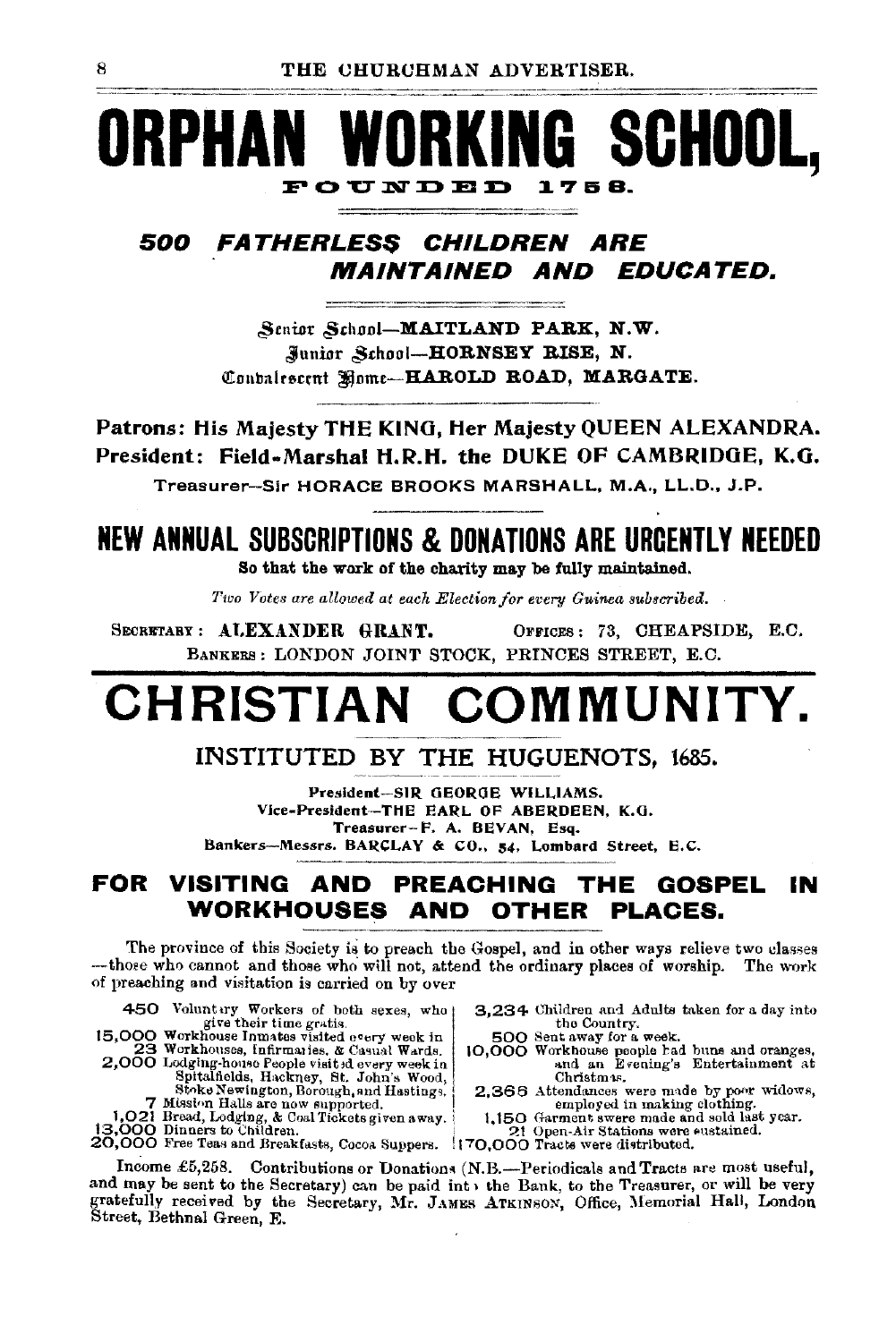# ORPHAN WORKING SCHOOL,

FOUNDED 1758.

## *500 FATHERLESS CHILDREN ARE MAINTAINED AND EDUCATED.*

Senior School—**MAITLAND PARK, N.W.**
Junior School—**HORNSEY RISE, N.**
Convalescent Home—**HAROLD ROAD, MARGATE.**

**Patrons: His Majesty THE KING, Her Majesty QUEEN ALEXANDRA.**
**President: Field-Marshal H.R.H. the DUKE OF CAMBRIDGE, K.G.**
Treasurer—Sir HORACE BROOKS MARSHALL, M.A., LL.D., J.P.

## NEW ANNUAL SUBSCRIPTIONS & DONATIONS ARE URGENTLY NEEDED

**So that the work of the charity may be fully maintained.**

*Two Votes are allowed at each Election for every Guinea subscribed.*

SECRETARY: **ALEXANDER GRANT.** OFFICES: 73, CHEAPSIDE, E.C.
BANKERS: LONDON JOINT STOCK, PRINCES STREET, E.C.

# CHRISTIAN COMMUNITY.

INSTITUTED BY THE HUGUENOTS, 1685.

President—SIR GEORGE WILLIAMS.
Vice-President—THE EARL OF ABERDEEN, K.G.
Treasurer—F. A. BEVAN, Esq.
Bankers—Messrs. BARCLAY & CO., 54, Lombard Street, E.C.

## FOR VISITING AND PREACHING THE GOSPEL IN WORKHOUSES AND OTHER PLACES.

The province of this Society is to preach the Gospel, and in other ways relieve two classes—those who cannot and those who will not, attend the ordinary places of worship. The work of preaching and visitation is carried on by over

- **450** Voluntary Workers of both sexes, who give their time gratis.
- **15,000** Workhouse Inmates visited every week in
- **23** Workhouses, Infirmaries, & Casual Wards.
- **2,000** Lodging-house People visited every week in Spitalfields, Hackney, St. John's Wood, Stoke Newington, Borough, and Hastings.
- **7** Mission Halls are now supported.
- **1,021** Bread, Lodging, & Coal Tickets given away.
- **13,000** Dinners to Children.
- **20,000** Free Teas and Breakfasts, Cocoa Suppers.
- **3,234** Children and Adults taken for a day into the Country.
- **500** Sent away for a week.
- **10,000** Workhouse people had buns and oranges, and an Evening's Entertainment at Christmas.
- **2,365** Attendances were made by poor widows, employed in making clothing.
- **1,150** Garments were made and sold last year.
- **21** Open-Air Stations were sustained.
- **170,000** Tracts were distributed.

Income £5,258. Contributions or Donations (N.B.—Periodicals and Tracts are most useful, and may be sent to the Secretary) can be paid into the Bank, to the Treasurer, or will be very gratefully received by the Secretary, Mr. JAMES ATKINSON, Office, Memorial Hall, London Street, Bethnal Green, E.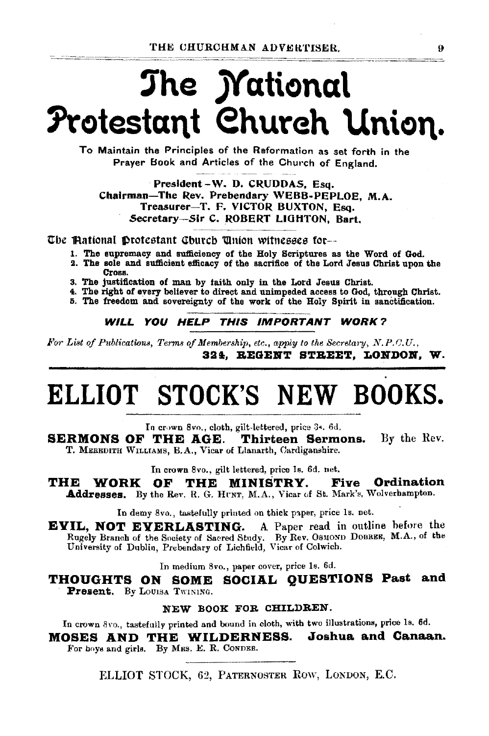# The National Protestant Church Union.

To Maintain the Principles of the Reformation as set forth in the Prayer Book and Articles of the Church of England.

President – W. D. CRUDDAS, Esq.
Chairman—The Rev. Prebendary WEBB-PEPLOE, M.A.
Treasurer—T. F. VICTOR BUXTON, Esq.
Secretary—Sir C. ROBERT LIGHTON, Bart.

The National Protestant Church Union witnesses for—

1. The supremacy and sufficiency of the Holy Scriptures as the Word of God.
2. The sole and sufficient efficacy of the sacrifice of the Lord Jesus Christ upon the Cross.
3. The justification of man by faith only in the Lord Jesus Christ.
4. The right of every believer to direct and unimpeded access to God, through Christ.
5. The freedom and sovereignty of the work of the Holy Spirit in sanctification.

***WILL YOU HELP THIS IMPORTANT WORK?***

*For List of Publications, Terms of Membership, etc., apply to the Secretary, N.P.C.U.,*
**324, REGENT STREET, LONDON, W.**

# ELLIOT STOCK'S NEW BOOKS.

In crown 8vo., cloth, gilt-lettered, price 3s. 6d.

**SERMONS OF THE AGE. Thirteen Sermons.** By the Rev. T. MEREDITH WILLIAMS, B.A., Vicar of Llanarth, Cardiganshire.

In crown 8vo., gilt lettered, price 1s. 6d. net.

**THE WORK OF THE MINISTRY. Five Ordination Addresses.** By the Rev. R. G. HUNT, M.A., Vicar of St. Mark's, Wolverhampton.

In demy 8vo., tastefully printed on thick paper, price 1s. net.

**EVIL, NOT EVERLASTING.** A Paper read in outline before the Rugely Branch of the Society of Sacred Study. By Rev. OSMOND DOBREE, M.A., of the University of Dublin, Prebendary of Lichfield, Vicar of Colwich.

In medium 8vo., paper cover, price 1s. 6d.

**THOUGHTS ON SOME SOCIAL QUESTIONS Past and Present.** By LOUISA TWINING.

NEW BOOK FOR CHILDREN.

In crown 8vo., tastefully printed and bound in cloth, with two illustrations, price 1s. 6d.

**MOSES AND THE WILDERNESS. Joshua and Canaan.** For boys and girls. By MRS. E. R. CONDER.

ELLIOT STOCK, 62, PATERNOSTER ROW, LONDON, E.C.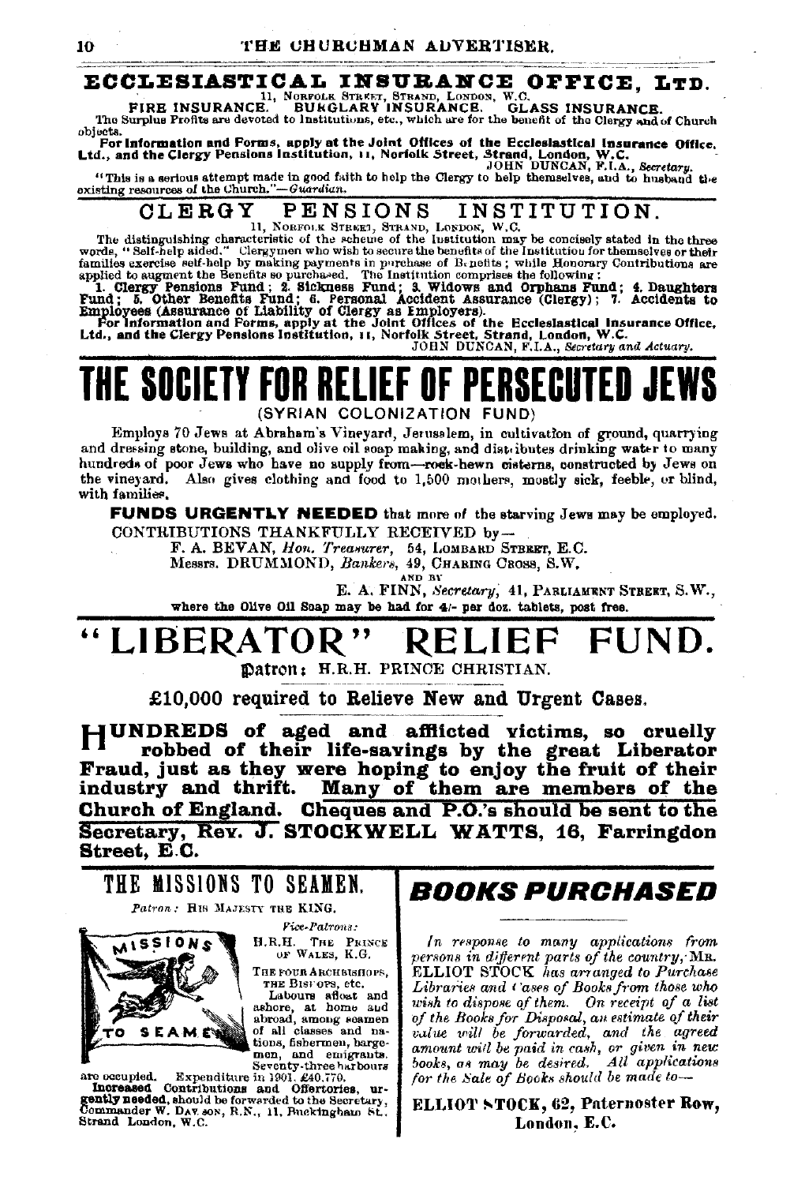## ECCLESIASTICAL INSURANCE OFFICE, LTD.

11, NORFOLK STREET, STRAND, LONDON, W.C.

**FIRE INSURANCE. BURGLARY INSURANCE. GLASS INSURANCE.**

The Surplus Profits are devoted to Institutions, etc., which are for the benefit of the Clergy and of Church objects.

**For Information and Forms, apply at the Joint Offices of the Ecclesiastical Insurance Office, Ltd., and the Clergy Pensions Institution, 11, Norfolk Street, Strand, London, W.C.**

JOHN DUNCAN, F.I.A., *Secretary.*

"This is a serious attempt made in good faith to help the Clergy to help themselves, and to husband the existing resources of the Church."—*Guardian.*

## CLERGY PENSIONS INSTITUTION.

11, NORFOLK STREET, STRAND, LONDON, W.C.

The distinguishing characteristic of the scheme of the Institution may be concisely stated in the three words, "Self-help aided." Clergymen who wish to secure the benefits of the Institution for themselves or their families exercise self-help by making payments in purchase of Benefits; while Honorary Contributions are applied to augment the Benefits so purchased. The Institution comprises the following:

**1. Clergy Pensions Fund; 2. Sickness Fund; 3. Widows and Orphans Fund; 4. Daughters Fund; 5. Other Benefits Fund; 6. Personal Accident Assurance (Clergy); 7. Accidents to Employees (Assurance of Liability of Clergy as Employers).**

**For Information and Forms, apply at the Joint Offices of the Ecclesiastical Insurance Office, Ltd., and the Clergy Pensions Institution, 11, Norfolk Street, Strand, London, W.C.**

JOHN DUNCAN, F.I.A., *Secretary and Actuary.*

# THE SOCIETY FOR RELIEF OF PERSECUTED JEWS

(SYRIAN COLONIZATION FUND)

Employs 70 Jews at Abraham's Vineyard, Jerusalem, in cultivation of ground, quarrying and dressing stone, building, and olive oil soap making, and distributes drinking water to many hundreds of poor Jews who have no supply from—rock-hewn cisterns, constructed by Jews on the vineyard. Also gives clothing and food to 1,500 mothers, mostly sick, feeble, or blind, with families.

**FUNDS URGENTLY NEEDED** that more of the starving Jews may be employed.

CONTRIBUTIONS THANKFULLY RECEIVED by—

F. A. BEVAN, *Hon. Treasurer,* 54, LOMBARD STREET, E.C.

Messrs. DRUMMOND, *Bankers,* 49, CHARING CROSS, S.W.

AND BY

E. A. FINN, *Secretary,* 41, PARLIAMENT STREET, S.W.,

where the Olive Oil Soap may be had for 4/- per doz. tablets, post free.

# "LIBERATOR" RELIEF FUND.

Patron: H.R.H. PRINCE CHRISTIAN.

**£10,000 required to Relieve New and Urgent Cases.**

**HUNDREDS of aged and afflicted victims, so cruelly robbed of their life-savings by the great Liberator Fraud, just as they were hoping to enjoy the fruit of their industry and thrift. Many of them are members of the Church of England. Cheques and P.O.'s should be sent to the Secretary, Rev. J. STOCKWELL WATTS, 16, Farringdon Street, E.C.**

## THE MISSIONS TO SEAMEN.

*Patron:* HIS MAJESTY THE KING.

MISSIONS TO SEAMEN

*Vice-Patrons:*
H.R.H. THE PRINCE OF WALES, K.G.
THE FOUR ARCHBISHOPS, THE BISHOPS, etc.

Labours afloat and ashore, at home and abroad, among seamen of all classes and nations, fishermen, bargemen, and emigrants. Seventy-three harbours are occupied. Expenditure in 1901, £40,770.

**Increased Contributions and Offertories, urgently needed,** should be forwarded to the Secretary, Commander W. DAWSON, R.N., 11, Buckingham St., Strand London, W.C.

## *BOOKS PURCHASED*

*In response to many applications from persons in different parts of the country,* MR. ELLIOT STOCK *has arranged to Purchase Libraries and Cases of Books from those who wish to dispose of them. On receipt of a list of the Books for Disposal, an estimate of their value will be forwarded, and the agreed amount will be paid in cash, or given in new books, as may be desired. All applications for the Sale of Books should be made to—*

**ELLIOT STOCK, 62, Paternoster Row, London, E.C.**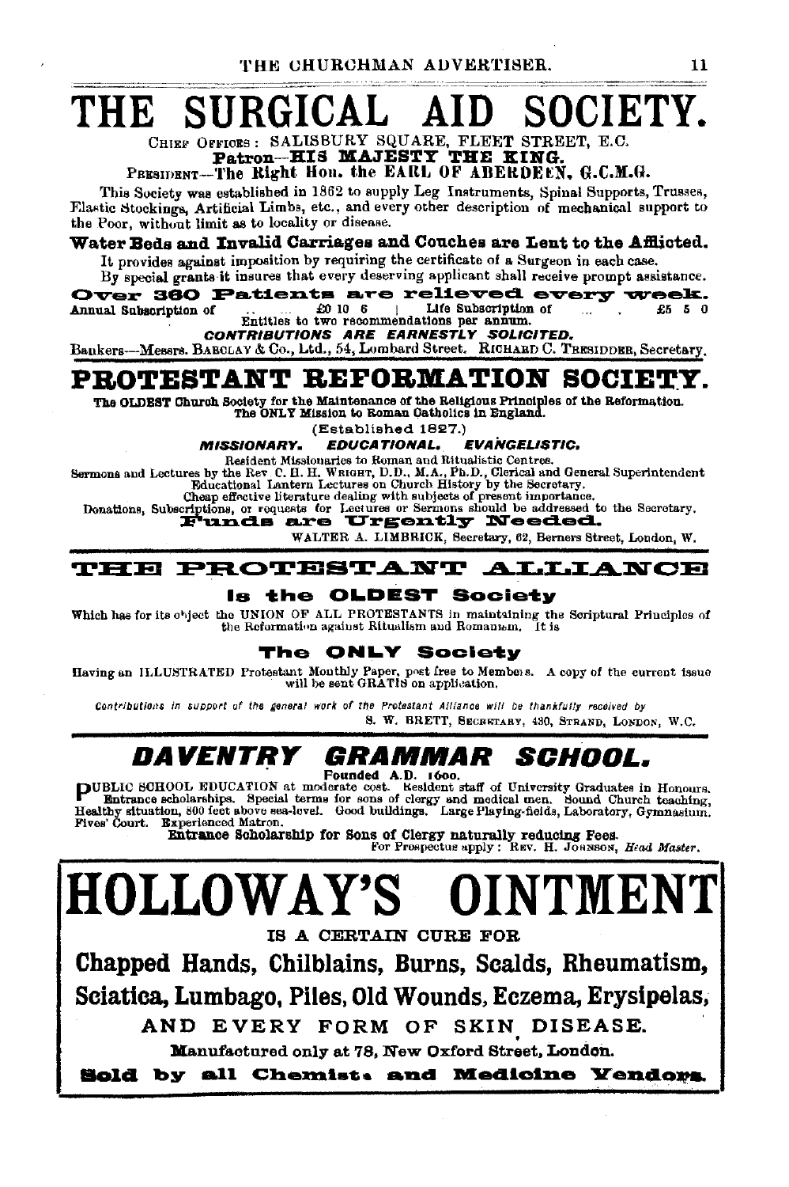# THE SURGICAL AID SOCIETY.

CHIEF OFFICES: SALISBURY SQUARE, FLEET STREET, E.C.

**Patron—HIS MAJESTY THE KING.**

PRESIDENT—The Right Hon. the EARL OF ABERDEEN, G.C.M.G.

This Society was established in 1862 to supply Leg Instruments, Spinal Supports, Trusses, Elastic Stockings, Artificial Limbs, etc., and every other description of mechanical support to the Poor, without limit as to locality or disease.

**Water Beds and Invalid Carriages and Couches are Lent to the Afflicted.**

It provides against imposition by requiring the certificate of a Surgeon in each case.

By special grants it insures that every deserving applicant shall receive prompt assistance.

**Over 360 Patients are relieved every week.**

Annual Subscription of .. .. £0 10 6 | Life Subscription of ... £5 5 0

Entitles to two recommendations per annum.

***CONTRIBUTIONS ARE EARNESTLY SOLICITED.***

Bankers—Messrs. BARCLAY & Co., Ltd., 54, Lombard Street. RICHARD C. TRESIDDER, Secretary.

# PROTESTANT REFORMATION SOCIETY.

The OLDEST Church Society for the Maintenance of the Religious Principles of the Reformation.
The ONLY Mission to Roman Catholics in England.

(Established 1827.)

***MISSIONARY. EDUCATIONAL. EVANGELISTIC.***

Resident Missionaries to Roman and Ritualistic Centres.
Sermons and Lectures by the Rev. C. H. H. WRIGHT, D.D., M.A., Ph.D., Clerical and General Superintendent
Educational Lantern Lectures on Church History by the Secretary.
Cheap effective literature dealing with subjects of present importance.
Donations, Subscriptions, or requests for Lectures or Sermons should be addressed to the Secretary.

**Funds are Urgently Needed.**

WALTER A. LIMBRICK, Secretary, 62, Berners Street, London, W.

# THE PROTESTANT ALLIANCE

**Is the OLDEST Society**

Which has for its object the UNION OF ALL PROTESTANTS in maintaining the Scriptural Principles of the Reformation against Ritualism and Romanism. It is

**The ONLY Society**

Having an ILLUSTRATED Protestant Monthly Paper, post free to Members. A copy of the current issue will be sent GRATIS on application.

*Contributions in support of the general work of the Protestant Alliance will be thankfully received by*

S. W. BRETT, SECRETARY, 430, STRAND, LONDON, W.C.

# *DAVENTRY GRAMMAR SCHOOL.*

Founded A.D. 1600.

PUBLIC SCHOOL EDUCATION at moderate cost. Resident staff of University Graduates in Honours. Entrance scholarships. Special terms for sons of clergy and medical men. Sound Church teaching, Healthy situation, 800 feet above sea-level. Good buildings. Large Playing-fields, Laboratory, Gymnasium. Fives' Court. Experienced Matron.

**Entrance Scholarship for Sons of Clergy naturally reducing Fees.**

For Prospectus apply: REV. H. JOHNSON, *Head Master.*

# HOLLOWAY'S OINTMENT

IS A CERTAIN CURE FOR

**Chapped Hands, Chilblains, Burns, Scalds, Rheumatism, Sciatica, Lumbago, Piles, Old Wounds, Eczema, Erysipelas,**

AND EVERY FORM OF SKIN DISEASE.

**Manufactured only at 78, New Oxford Street, London.**

**Sold by all Chemists and Medicine Vendors.**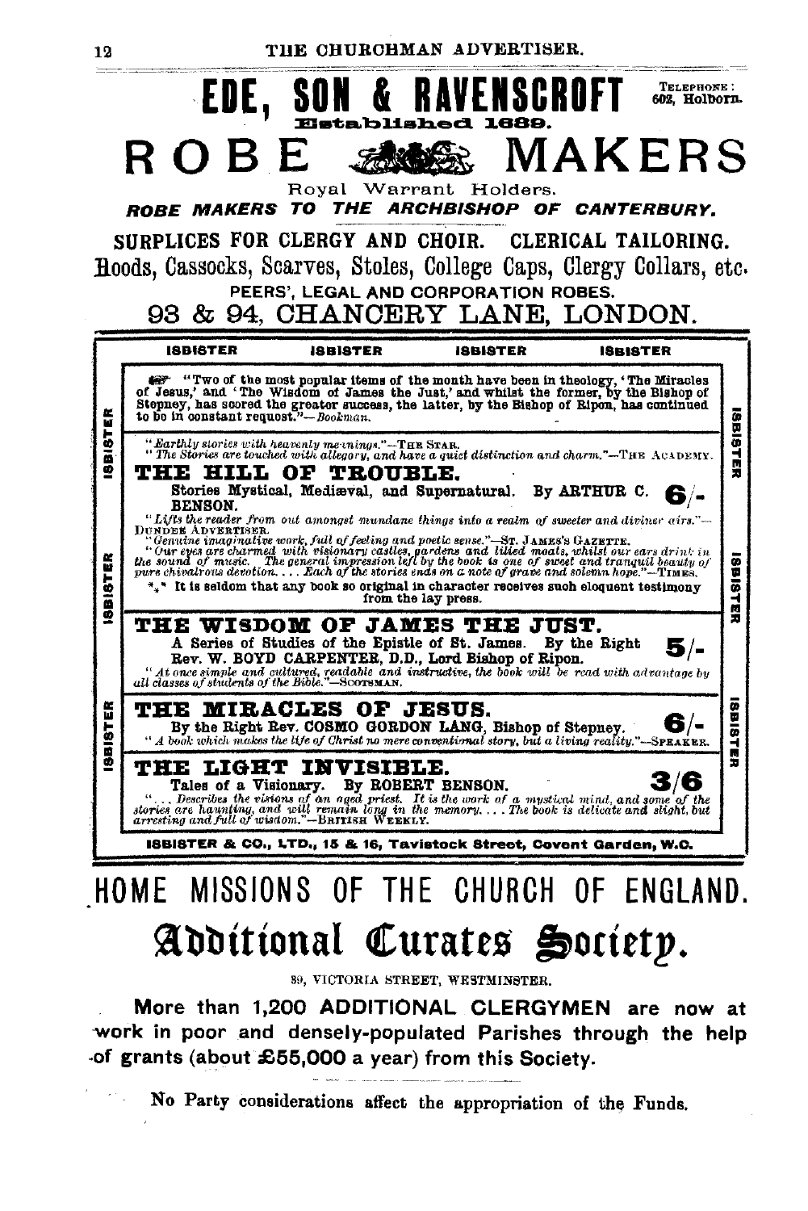# EDE, SON & RAVENSCROFT

TELEPHONE: 602, Holborn.

Established 1689.

# ROBE MAKERS

Royal Warrant Holders.

***ROBE MAKERS TO THE ARCHBISHOP OF CANTERBURY.***

SURPLICES FOR CLERGY AND CHOIR. CLERICAL TAILORING.

Hoods, Cassocks, Scarves, Stoles, College Caps, Clergy Collars, etc.

PEERS', LEGAL AND CORPORATION ROBES.

## 93 & 94, CHANCERY LANE, LONDON.

---

**ISBISTER ISBISTER ISBISTER ISBISTER**

"Two of the most popular items of the month have been in theology, 'The Miracles of Jesus,' and 'The Wisdom of James the Just,' and whilst the former, by the Bishop of Stepney, has scored the greater success, the latter, by the Bishop of Ripon, has continued to be in constant request."—*Bookman.*

*"Earthly stories with heavenly meanings."*—THE STAR.
*"The Stories are touched with allegory, and have a quiet distinction and charm."*—THE ACADEMY.

### THE HILL OF TROUBLE.

Stories Mystical, Mediæval, and Supernatural. By ARTHUR C. BENSON. **6/-**

*"Lifts the reader from out amongst mundane things into a realm of sweeter and diviner airs."*—DUNDEE ADVERTISER.
*"Genuine imaginative work, full of feeling and poetic sense."*—ST. JAMES'S GAZETTE.
*"Our eyes are charmed with visionary castles, gardens and lilied moats, whilst our ears drink in the sound of music. The general impression left by the book is one of sweet and tranquil beauty of pure chivalrous devotion. . . . Each of the stories ends on a note of grave and solemn hope."*—TIMES.

⁂ It is seldom that any book so original in character receives such eloquent testimony from the lay press.

### THE WISDOM OF JAMES THE JUST.

A Series of Studies of the Epistle of St. James. By the Right Rev. W. BOYD CARPENTER, D.D., Lord Bishop of Ripon. **5/-**

*"At once simple and cultured, readable and instructive, the book will be read with advantage by all classes of students of the Bible."*—SCOTSMAN.

### THE MIRACLES OF JESUS.

By the Right Rev. COSMO GORDON LANG, Bishop of Stepney. **6/-**

*"A book which makes the life of Christ no mere conventional story, but a living reality."*—SPEAKER.

### THE LIGHT INVISIBLE.

Tales of a Visionary. By ROBERT BENSON. **3/6**

*". . . Describes the visions of an aged priest. It is the work of a mystical mind, and some of the stories are haunting, and will remain long in the memory. . . . The book is delicate and slight, but arresting and full of wisdom."*—BRITISH WEEKLY.

**ISBISTER & CO., LTD., 15 & 16, Tavistock Street, Covent Garden, W.C.**

---

# HOME MISSIONS OF THE CHURCH OF ENGLAND.

# Additional Curates Society.

39, VICTORIA STREET, WESTMINSTER.

**More than 1,200 ADDITIONAL CLERGYMEN are now at work in poor and densely-populated Parishes through the help of grants (about £55,000 a year) from this Society.**

No Party considerations affect the appropriation of the Funds.